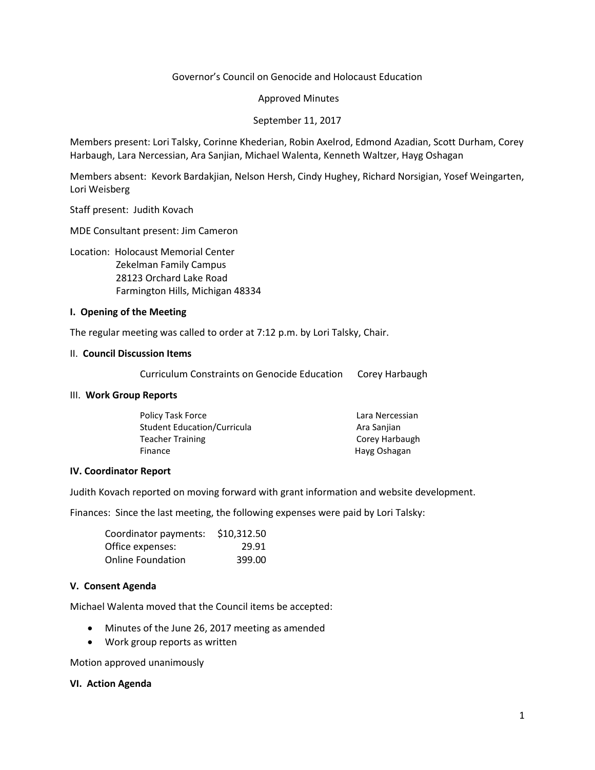Governor's Council on Genocide and Holocaust Education

Approved Minutes

September 11, 2017

Members present: Lori Talsky, Corinne Khederian, Robin Axelrod, Edmond Azadian, Scott Durham, Corey Harbaugh, Lara Nercessian, Ara Sanjian, Michael Walenta, Kenneth Waltzer, Hayg Oshagan

Members absent: Kevork Bardakjian, Nelson Hersh, Cindy Hughey, Richard Norsigian, Yosef Weingarten, Lori Weisberg

Staff present: Judith Kovach

MDE Consultant present: Jim Cameron

Location: Holocaust Memorial Center
Zekelman Family Campus
28123 Orchard Lake Road
Farmington Hills, Michigan 48334

**I. Opening of the Meeting**

The regular meeting was called to order at 7:12 p.m. by Lori Talsky, Chair.

II. **Council Discussion Items**

Curriculum Constraints on Genocide Education Corey Harbaugh

III. **Work Group Reports**

| | |
|---|---|
| Policy Task Force | Lara Nercessian |
| Student Education/Curricula | Ara Sanjian |
| Teacher Training | Corey Harbaugh |
| Finance | Hayg Oshagan |

**IV. Coordinator Report**

Judith Kovach reported on moving forward with grant information and website development.

Finances: Since the last meeting, the following expenses were paid by Lori Talsky:

| | |
|---|---|
| Coordinator payments: | $10,312.50 |
| Office expenses: | 29.91 |
| Online Foundation | 399.00 |

**V. Consent Agenda**

Michael Walenta moved that the Council items be accepted:

- Minutes of the June 26, 2017 meeting as amended
- Work group reports as written

Motion approved unanimously

**VI. Action Agenda**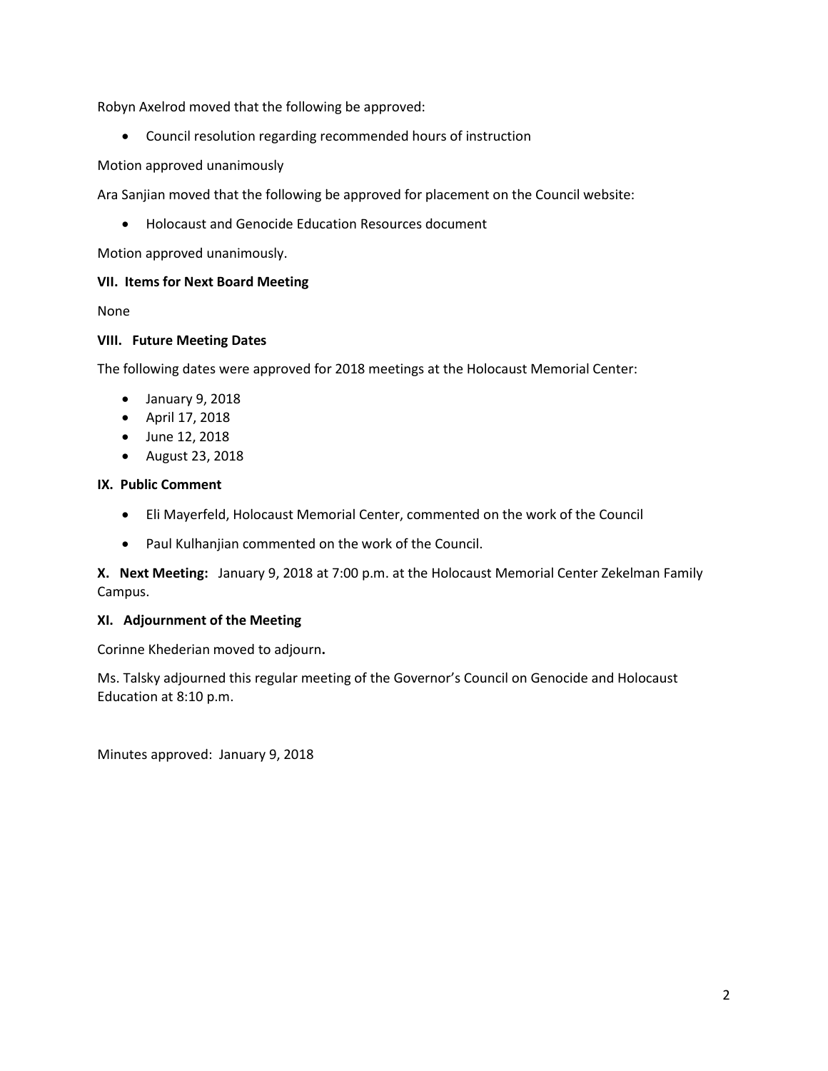Robyn Axelrod moved that the following be approved:

- Council resolution regarding recommended hours of instruction

Motion approved unanimously

Ara Sanjian moved that the following be approved for placement on the Council website:

- Holocaust and Genocide Education Resources document

Motion approved unanimously.

**VII. Items for Next Board Meeting**

None

**VIII. Future Meeting Dates**

The following dates were approved for 2018 meetings at the Holocaust Memorial Center:

- January 9, 2018
- April 17, 2018
- June 12, 2018
- August 23, 2018

**IX. Public Comment**

- Eli Mayerfeld, Holocaust Memorial Center, commented on the work of the Council
- Paul Kulhanjian commented on the work of the Council.

**X. Next Meeting:** January 9, 2018 at 7:00 p.m. at the Holocaust Memorial Center Zekelman Family Campus.

**XI. Adjournment of the Meeting**

Corinne Khederian moved to adjourn**.**

Ms. Talsky adjourned this regular meeting of the Governor's Council on Genocide and Holocaust Education at 8:10 p.m.

Minutes approved: January 9, 2018